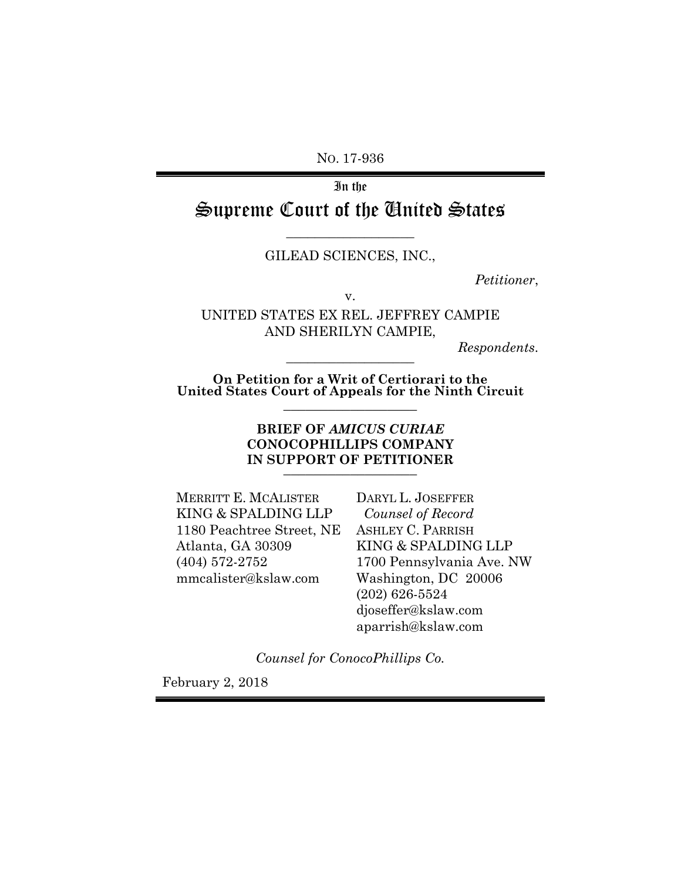No. 17-936

In the

# Supreme Court of the United States

GILEAD SCIENCES, INC.,

*Petitioner*,

v.

UNITED STATES EX REL. JEFFREY CAMPIE AND SHERILYN CAMPIE,

*Respondents*.

**On Petition for a Writ of Certiorari to the United States Court of Appeals for the Ninth Circuit**

**BRIEF OF *AMICUS CURIAE* CONOCOPHILLIPS COMPANY IN SUPPORT OF PETITIONER**

MERRITT E. MCALISTER
KING & SPALDING LLP
1180 Peachtree Street, NE
Atlanta, GA 30309
(404) 572-2752
mmcalister@kslaw.com

DARYL L. JOSEFFER
*Counsel of Record*
ASHLEY C. PARRISH
KING & SPALDING LLP
1700 Pennsylvania Ave. NW
Washington, DC 20006
(202) 626-5524
djoseffer@kslaw.com
aparrish@kslaw.com

*Counsel for ConocoPhillips Co.*

February 2, 2018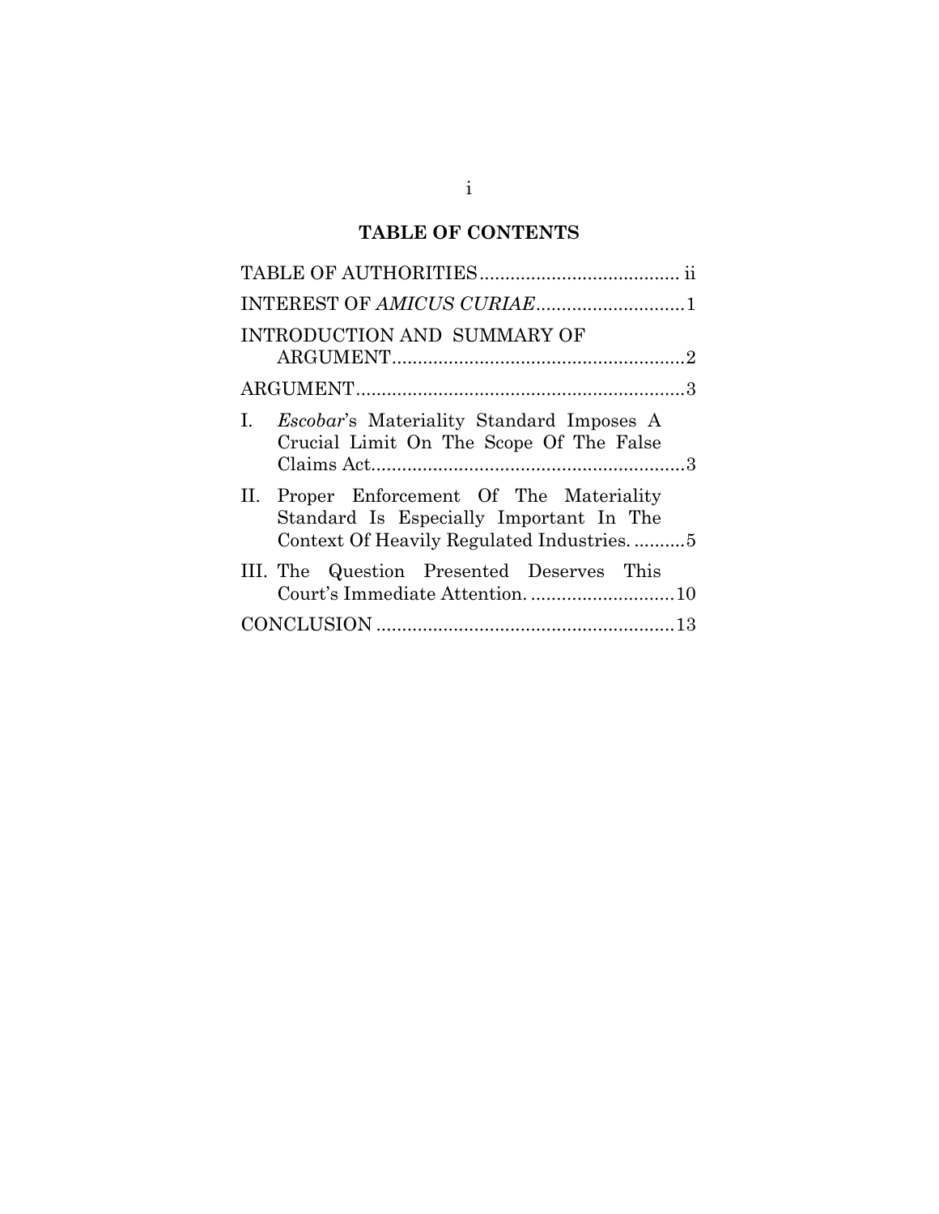## TABLE OF CONTENTS

TABLE OF AUTHORITIES ....................................... ii

INTEREST OF *AMICUS CURIAE* ............................. 1

INTRODUCTION AND SUMMARY OF ARGUMENT ......................................................... 2

ARGUMENT ................................................................ 3

I. *Escobar*'s Materiality Standard Imposes A Crucial Limit On The Scope Of The False Claims Act ............................................................ 3

II. Proper Enforcement Of The Materiality Standard Is Especially Important In The Context Of Heavily Regulated Industries. .......... 5

III. The Question Presented Deserves This Court's Immediate Attention. ............................ 10

CONCLUSION .......................................................... 13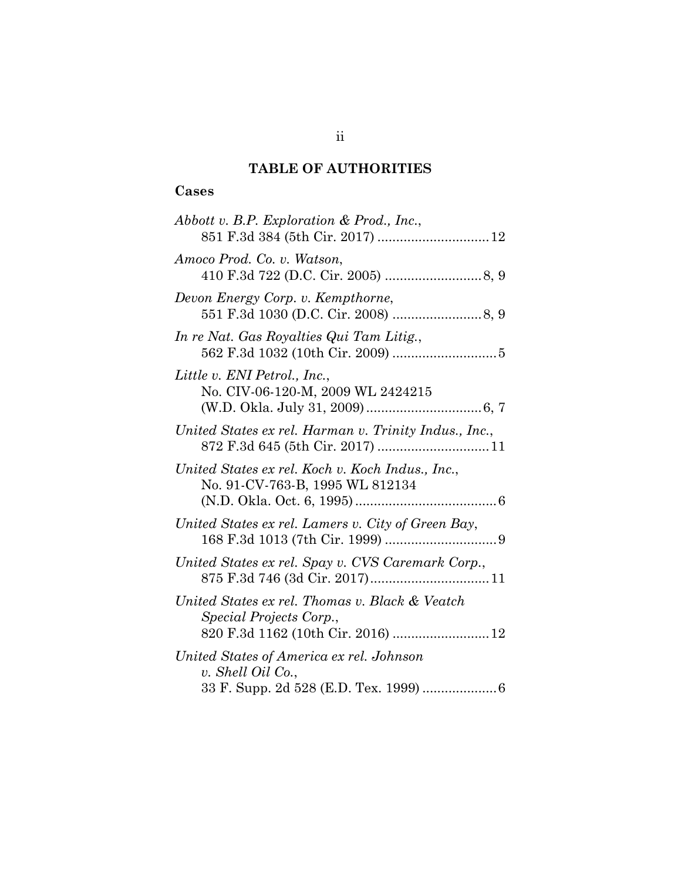# TABLE OF AUTHORITIES

## Cases

*Abbott v. B.P. Exploration & Prod., Inc.*,
851 F.3d 384 (5th Cir. 2017) .............................. 12

*Amoco Prod. Co. v. Watson*,
410 F.3d 722 (D.C. Cir. 2005) .......................... 8, 9

*Devon Energy Corp. v. Kempthorne*,
551 F.3d 1030 (D.C. Cir. 2008) ........................ 8, 9

*In re Nat. Gas Royalties Qui Tam Litig.*,
562 F.3d 1032 (10th Cir. 2009) ............................ 5

*Little v. ENI Petrol., Inc.*,
No. CIV-06-120-M, 2009 WL 2424215
(W.D. Okla. July 31, 2009) ............................... 6, 7

*United States ex rel. Harman v. Trinity Indus., Inc.*,
872 F.3d 645 (5th Cir. 2017) .............................. 11

*United States ex rel. Koch v. Koch Indus., Inc.*,
No. 91-CV-763-B, 1995 WL 812134
(N.D. Okla. Oct. 6, 1995) ...................................... 6

*United States ex rel. Lamers v. City of Green Bay*,
168 F.3d 1013 (7th Cir. 1999) .............................. 9

*United States ex rel. Spay v. CVS Caremark Corp.*,
875 F.3d 746 (3d Cir. 2017)................................ 11

*United States ex rel. Thomas v. Black & Veatch Special Projects Corp.*,
820 F.3d 1162 (10th Cir. 2016) .......................... 12

*United States of America ex rel. Johnson v. Shell Oil Co.*,
33 F. Supp. 2d 528 (E.D. Tex. 1999) .................... 6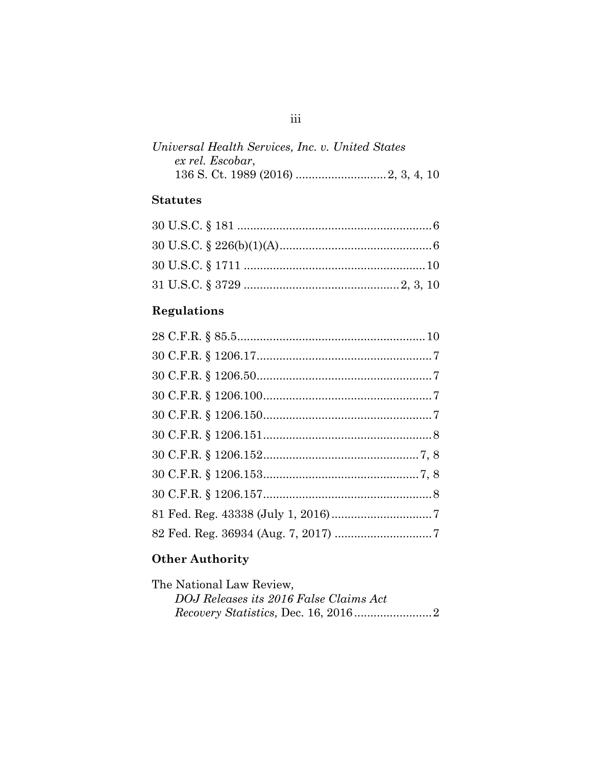*Universal Health Services, Inc. v. United States ex rel. Escobar*,
136 S. Ct. 1989 (2016) ............................ 2, 3, 4, 10

**Statutes**

30 U.S.C. § 181 ............................................................ 6

30 U.S.C. § 226(b)(1)(A)............................................... 6

30 U.S.C. § 1711 ........................................................ 10

31 U.S.C. § 3729 ................................................ 2, 3, 10

**Regulations**

28 C.F.R. § 85.5.......................................................... 10

30 C.F.R. § 1206.17...................................................... 7

30 C.F.R. § 1206.50...................................................... 7

30 C.F.R. § 1206.100.................................................... 7

30 C.F.R. § 1206.150.................................................... 7

30 C.F.R. § 1206.151.................................................... 8

30 C.F.R. § 1206.152................................................ 7, 8

30 C.F.R. § 1206.153................................................ 7, 8

30 C.F.R. § 1206.157.................................................... 8

81 Fed. Reg. 43338 (July 1, 2016)................................ 7

82 Fed. Reg. 36934 (Aug. 7, 2017) ............................... 7

**Other Authority**

The National Law Review,
*DOJ Releases its 2016 False Claims Act Recovery Statistics,* Dec. 16, 2016........................ 2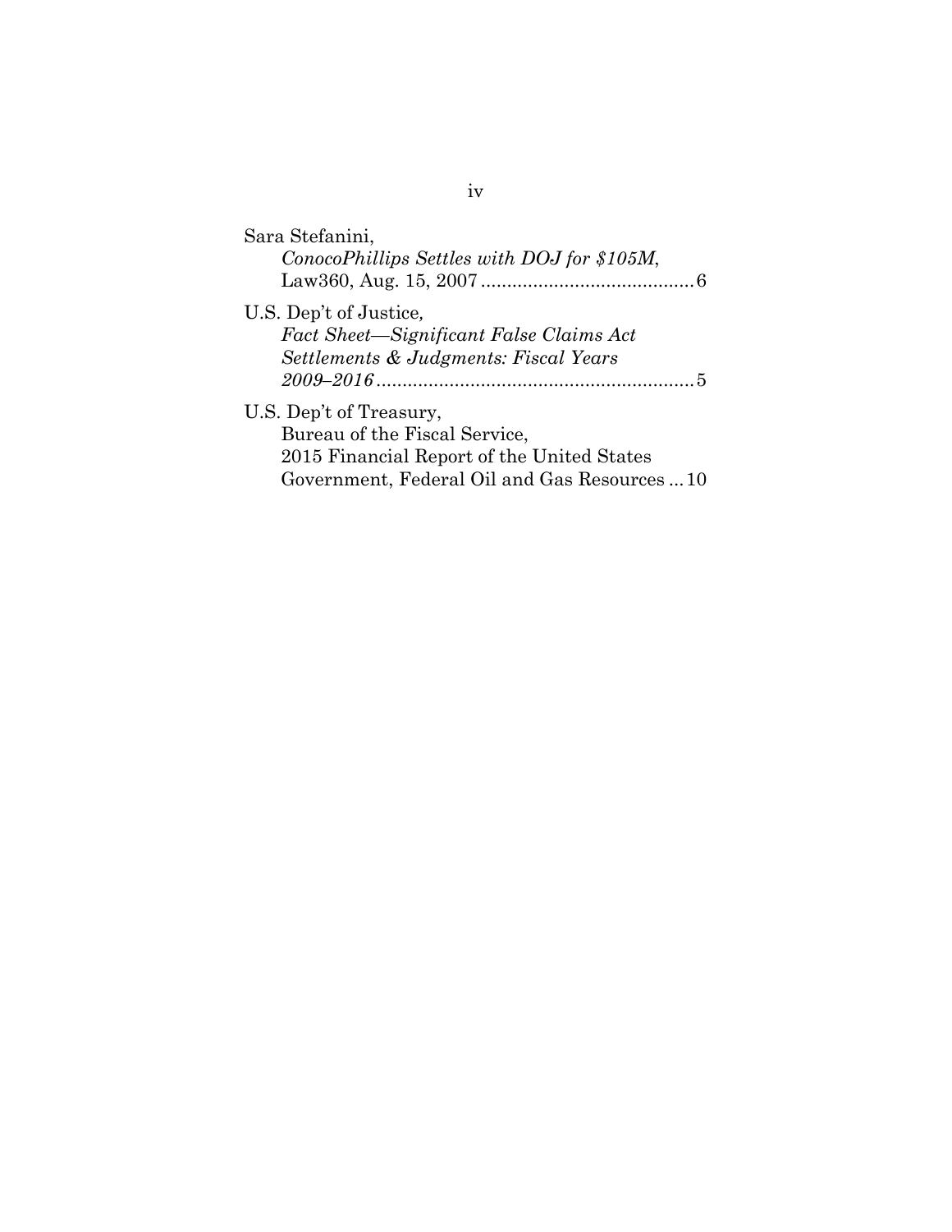Sara Stefanini,
*ConocoPhillips Settles with DOJ for $105M*, Law360, Aug. 15, 2007 .......................................... 6

U.S. Dep't of Justice*,*
*Fact Sheet—Significant False Claims Act Settlements & Judgments: Fiscal Years 2009–2016* ............................................................. 5

U.S. Dep't of Treasury,
Bureau of the Fiscal Service,
2015 Financial Report of the United States Government, Federal Oil and Gas Resources ... 10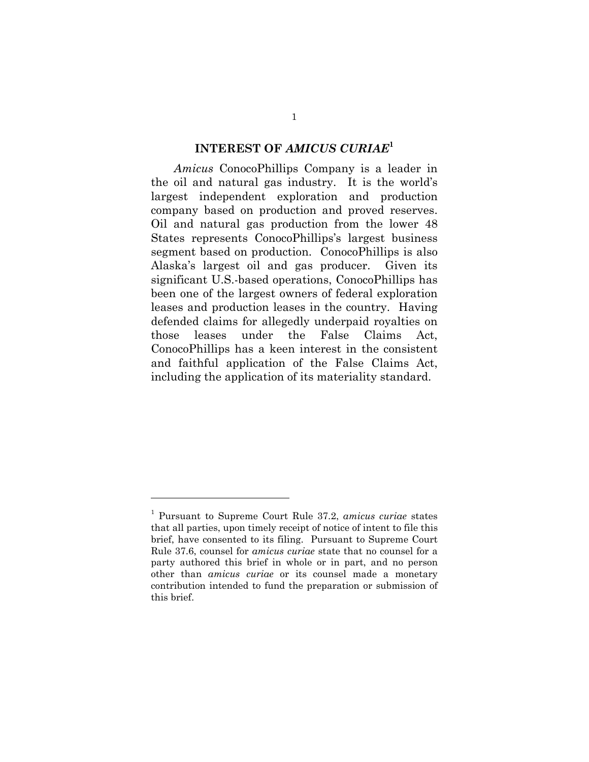## INTEREST OF *AMICUS CURIAE*[1]

*Amicus* ConocoPhillips Company is a leader in the oil and natural gas industry. It is the world's largest independent exploration and production company based on production and proved reserves. Oil and natural gas production from the lower 48 States represents ConocoPhillips's largest business segment based on production. ConocoPhillips is also Alaska's largest oil and gas producer. Given its significant U.S.-based operations, ConocoPhillips has been one of the largest owners of federal exploration leases and production leases in the country. Having defended claims for allegedly underpaid royalties on those leases under the False Claims Act, ConocoPhillips has a keen interest in the consistent and faithful application of the False Claims Act, including the application of its materiality standard.

---

[1] Pursuant to Supreme Court Rule 37.2, *amicus curiae* states that all parties, upon timely receipt of notice of intent to file this brief, have consented to its filing. Pursuant to Supreme Court Rule 37.6, counsel for *amicus curiae* state that no counsel for a party authored this brief in whole or in part, and no person other than *amicus curiae* or its counsel made a monetary contribution intended to fund the preparation or submission of this brief.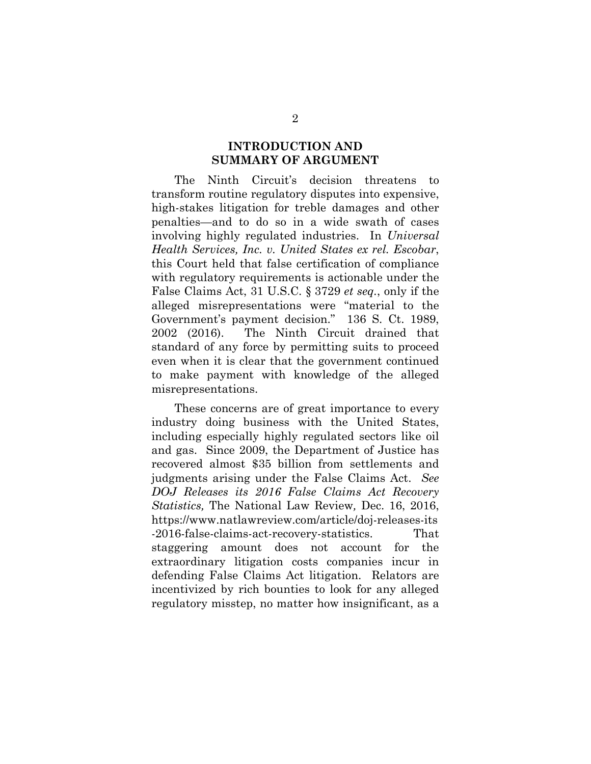## INTRODUCTION AND SUMMARY OF ARGUMENT

The Ninth Circuit's decision threatens to transform routine regulatory disputes into expensive, high-stakes litigation for treble damages and other penalties—and to do so in a wide swath of cases involving highly regulated industries. In *Universal Health Services, Inc. v. United States ex rel. Escobar*, this Court held that false certification of compliance with regulatory requirements is actionable under the False Claims Act, 31 U.S.C. § 3729 *et seq.*, only if the alleged misrepresentations were "material to the Government's payment decision." 136 S. Ct. 1989, 2002 (2016). The Ninth Circuit drained that standard of any force by permitting suits to proceed even when it is clear that the government continued to make payment with knowledge of the alleged misrepresentations.

These concerns are of great importance to every industry doing business with the United States, including especially highly regulated sectors like oil and gas. Since 2009, the Department of Justice has recovered almost $35 billion from settlements and judgments arising under the False Claims Act. *See DOJ Releases its 2016 False Claims Act Recovery Statistics,* The National Law Review*,* Dec. 16, 2016, https://www.natlawreview.com/article/doj-releases-its-2016-false-claims-act-recovery-statistics. That staggering amount does not account for the extraordinary litigation costs companies incur in defending False Claims Act litigation. Relators are incentivized by rich bounties to look for any alleged regulatory misstep, no matter how insignificant, as a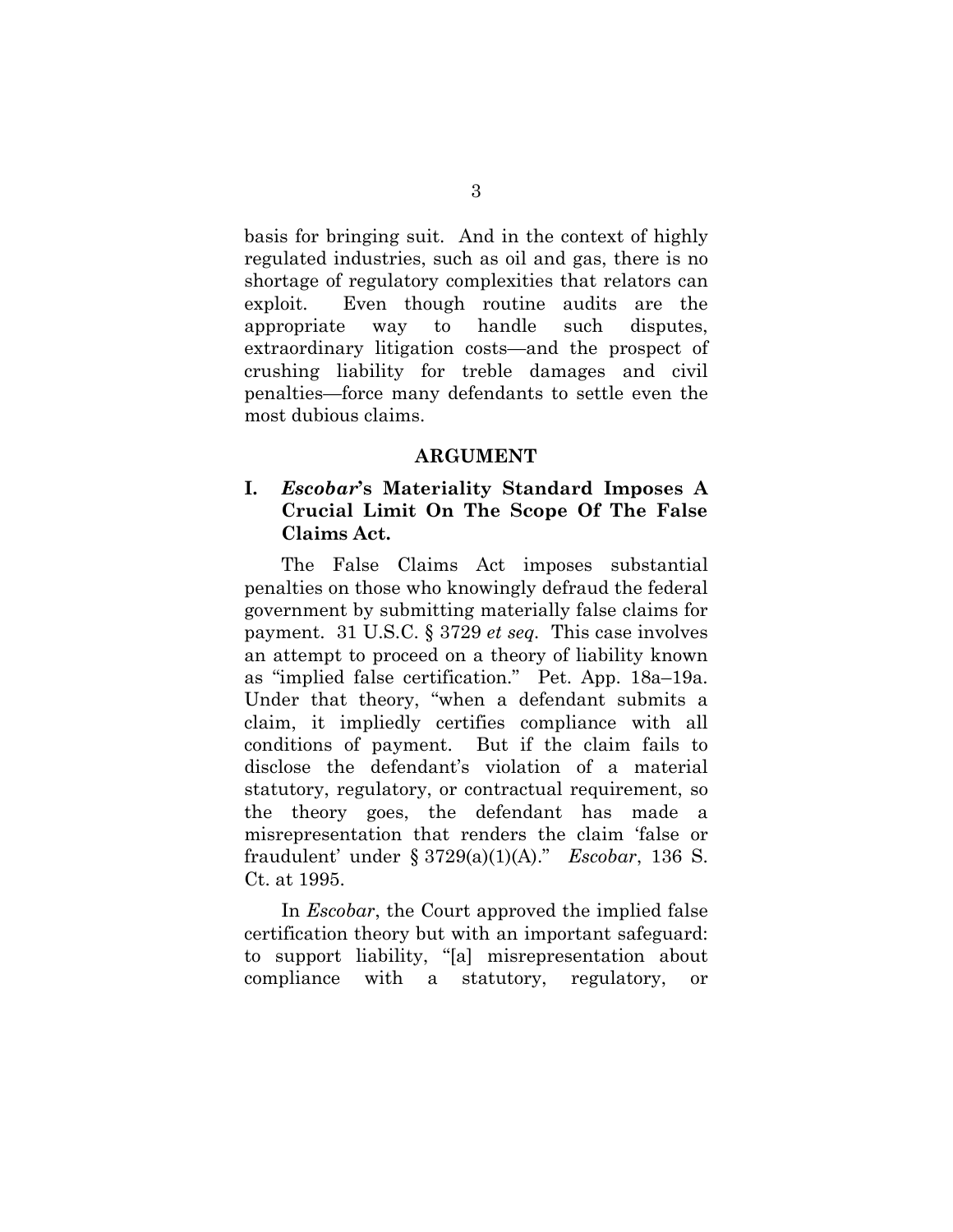basis for bringing suit. And in the context of highly regulated industries, such as oil and gas, there is no shortage of regulatory complexities that relators can exploit. Even though routine audits are the appropriate way to handle such disputes, extraordinary litigation costs—and the prospect of crushing liability for treble damages and civil penalties—force many defendants to settle even the most dubious claims.

## ARGUMENT

### I. *Escobar*'s Materiality Standard Imposes A Crucial Limit On The Scope Of The False Claims Act.

The False Claims Act imposes substantial penalties on those who knowingly defraud the federal government by submitting materially false claims for payment. 31 U.S.C. § 3729 *et seq.* This case involves an attempt to proceed on a theory of liability known as "implied false certification." Pet. App. 18a–19a. Under that theory, "when a defendant submits a claim, it impliedly certifies compliance with all conditions of payment. But if the claim fails to disclose the defendant's violation of a material statutory, regulatory, or contractual requirement, so the theory goes, the defendant has made a misrepresentation that renders the claim 'false or fraudulent' under § 3729(a)(1)(A)." *Escobar*, 136 S. Ct. at 1995.

In *Escobar*, the Court approved the implied false certification theory but with an important safeguard: to support liability, "[a] misrepresentation about compliance with a statutory, regulatory, or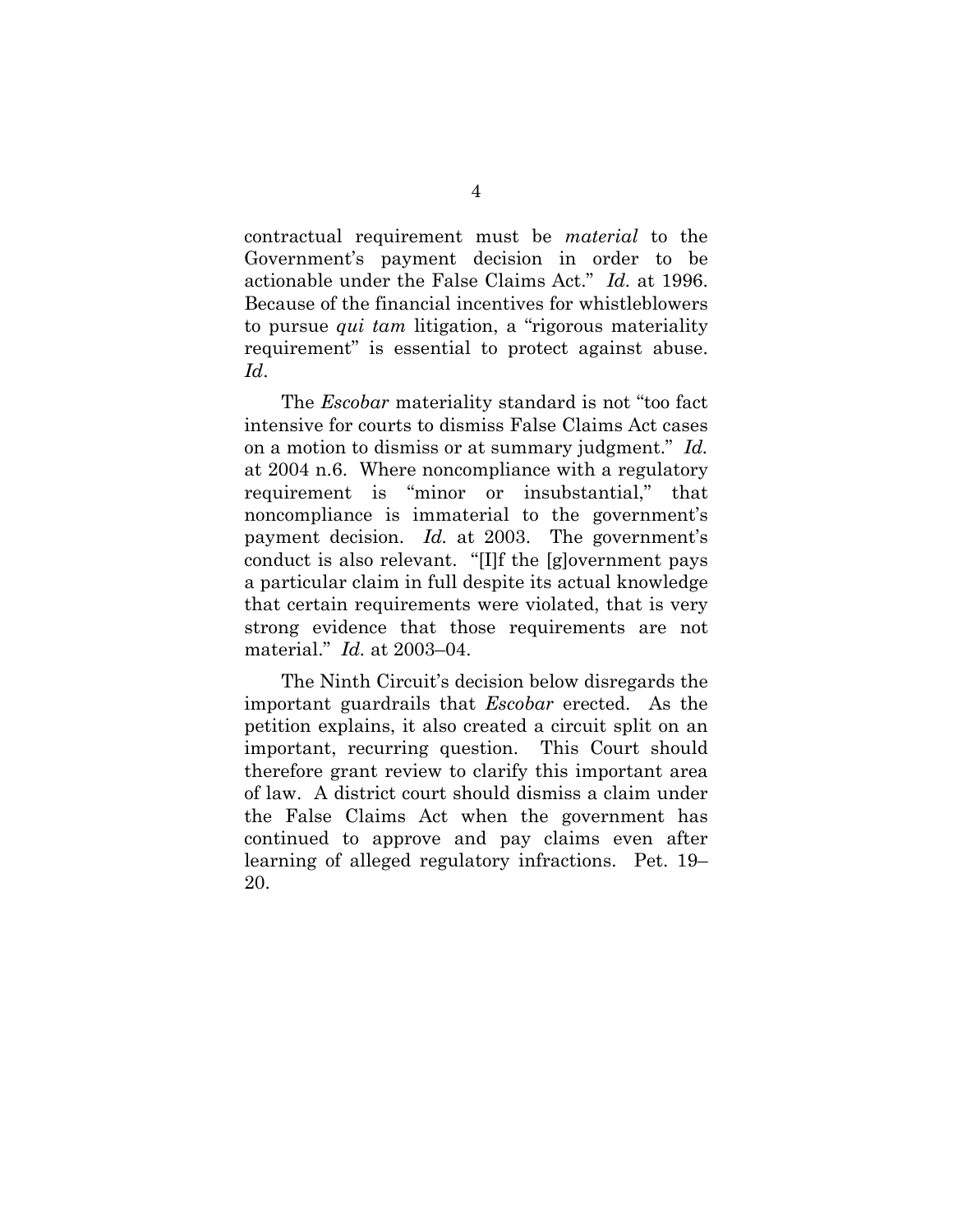contractual requirement must be *material* to the Government's payment decision in order to be actionable under the False Claims Act." *Id.* at 1996. Because of the financial incentives for whistleblowers to pursue *qui tam* litigation, a "rigorous materiality requirement" is essential to protect against abuse. *Id*.

The *Escobar* materiality standard is not "too fact intensive for courts to dismiss False Claims Act cases on a motion to dismiss or at summary judgment." *Id.* at 2004 n.6. Where noncompliance with a regulatory requirement is "minor or insubstantial," that noncompliance is immaterial to the government's payment decision. *Id.* at 2003. The government's conduct is also relevant. "[I]f the [g]overnment pays a particular claim in full despite its actual knowledge that certain requirements were violated, that is very strong evidence that those requirements are not material." *Id.* at 2003–04.

The Ninth Circuit's decision below disregards the important guardrails that *Escobar* erected. As the petition explains, it also created a circuit split on an important, recurring question. This Court should therefore grant review to clarify this important area of law. A district court should dismiss a claim under the False Claims Act when the government has continued to approve and pay claims even after learning of alleged regulatory infractions. Pet. 19–20.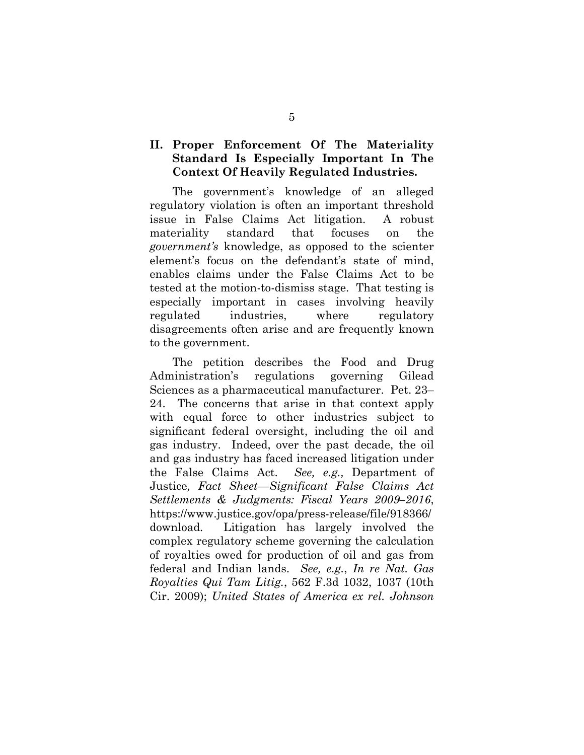## II. Proper Enforcement Of The Materiality Standard Is Especially Important In The Context Of Heavily Regulated Industries.

The government's knowledge of an alleged regulatory violation is often an important threshold issue in False Claims Act litigation. A robust materiality standard that focuses on the *government's* knowledge, as opposed to the scienter element's focus on the defendant's state of mind, enables claims under the False Claims Act to be tested at the motion-to-dismiss stage. That testing is especially important in cases involving heavily regulated industries, where regulatory disagreements often arise and are frequently known to the government.

The petition describes the Food and Drug Administration's regulations governing Gilead Sciences as a pharmaceutical manufacturer. Pet. 23–24. The concerns that arise in that context apply with equal force to other industries subject to significant federal oversight, including the oil and gas industry. Indeed, over the past decade, the oil and gas industry has faced increased litigation under the False Claims Act. *See, e.g.,* Department of Justice*, Fact Sheet—Significant False Claims Act Settlements & Judgments: Fiscal Years 2009–2016*, https://www.justice.gov/opa/press-release/file/918366/download. Litigation has largely involved the complex regulatory scheme governing the calculation of royalties owed for production of oil and gas from federal and Indian lands. *See, e.g.*, *In re Nat. Gas Royalties Qui Tam Litig.*, 562 F.3d 1032, 1037 (10th Cir. 2009); *United States of America ex rel. Johnson*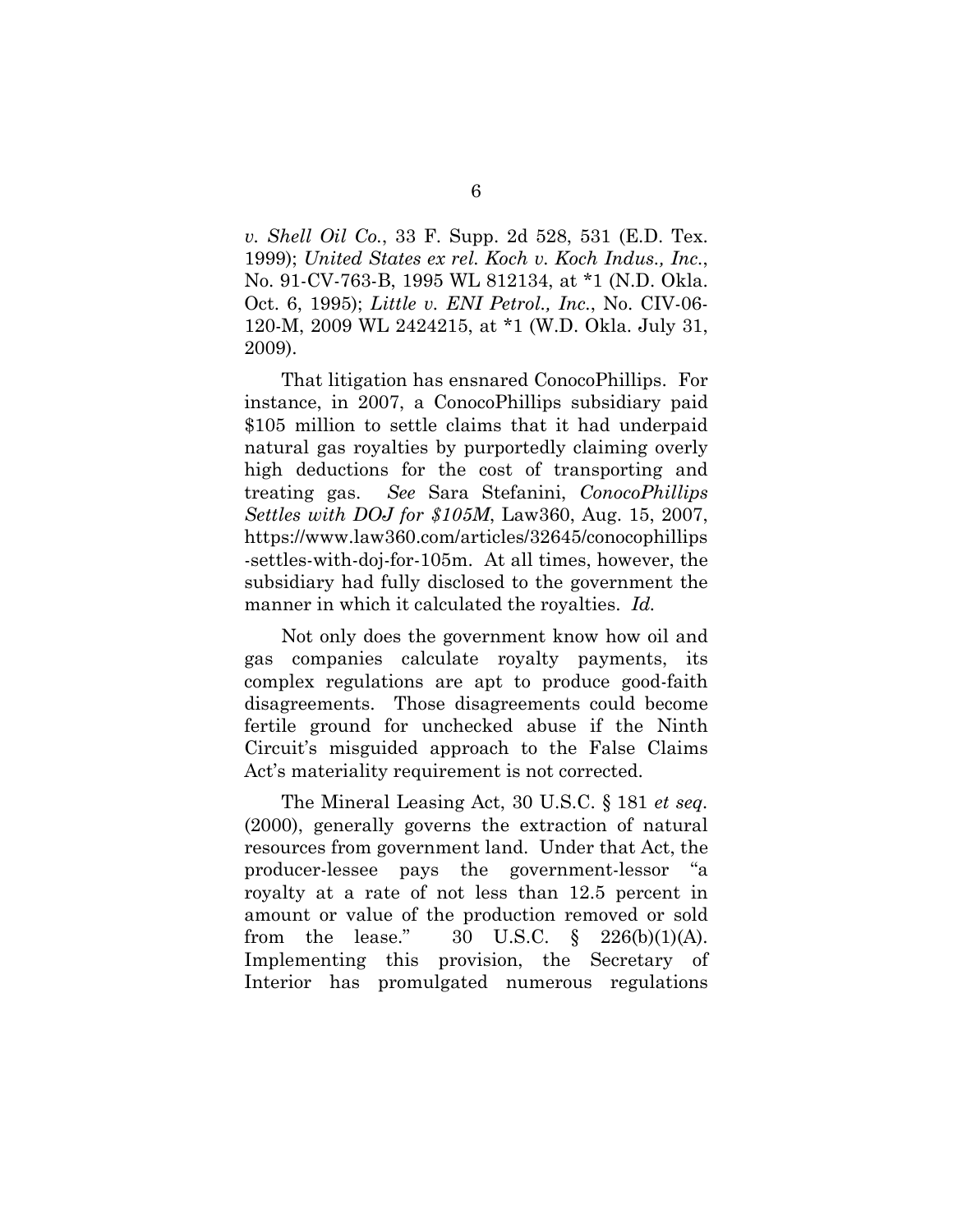*v. Shell Oil Co.*, 33 F. Supp. 2d 528, 531 (E.D. Tex. 1999); *United States ex rel. Koch v. Koch Indus., Inc.*, No. 91-CV-763-B, 1995 WL 812134, at *1 (N.D. Okla. Oct. 6, 1995); *Little v. ENI Petrol., Inc.*, No. CIV-06-120-M, 2009 WL 2424215, at *1 (W.D. Okla. July 31, 2009).

That litigation has ensnared ConocoPhillips. For instance, in 2007, a ConocoPhillips subsidiary paid $105 million to settle claims that it had underpaid natural gas royalties by purportedly claiming overly high deductions for the cost of transporting and treating gas. *See* Sara Stefanini, *ConocoPhillips Settles with DOJ for $105M*, Law360, Aug. 15, 2007, https://www.law360.com/articles/32645/conocophillips-settles-with-doj-for-105m. At all times, however, the subsidiary had fully disclosed to the government the manner in which it calculated the royalties. *Id.*

Not only does the government know how oil and gas companies calculate royalty payments, its complex regulations are apt to produce good-faith disagreements. Those disagreements could become fertile ground for unchecked abuse if the Ninth Circuit's misguided approach to the False Claims Act's materiality requirement is not corrected.

The Mineral Leasing Act, 30 U.S.C. § 181 *et seq.* (2000), generally governs the extraction of natural resources from government land. Under that Act, the producer-lessee pays the government-lessor "a royalty at a rate of not less than 12.5 percent in amount or value of the production removed or sold from the lease." 30 U.S.C. § 226(b)(1)(A). Implementing this provision, the Secretary of Interior has promulgated numerous regulations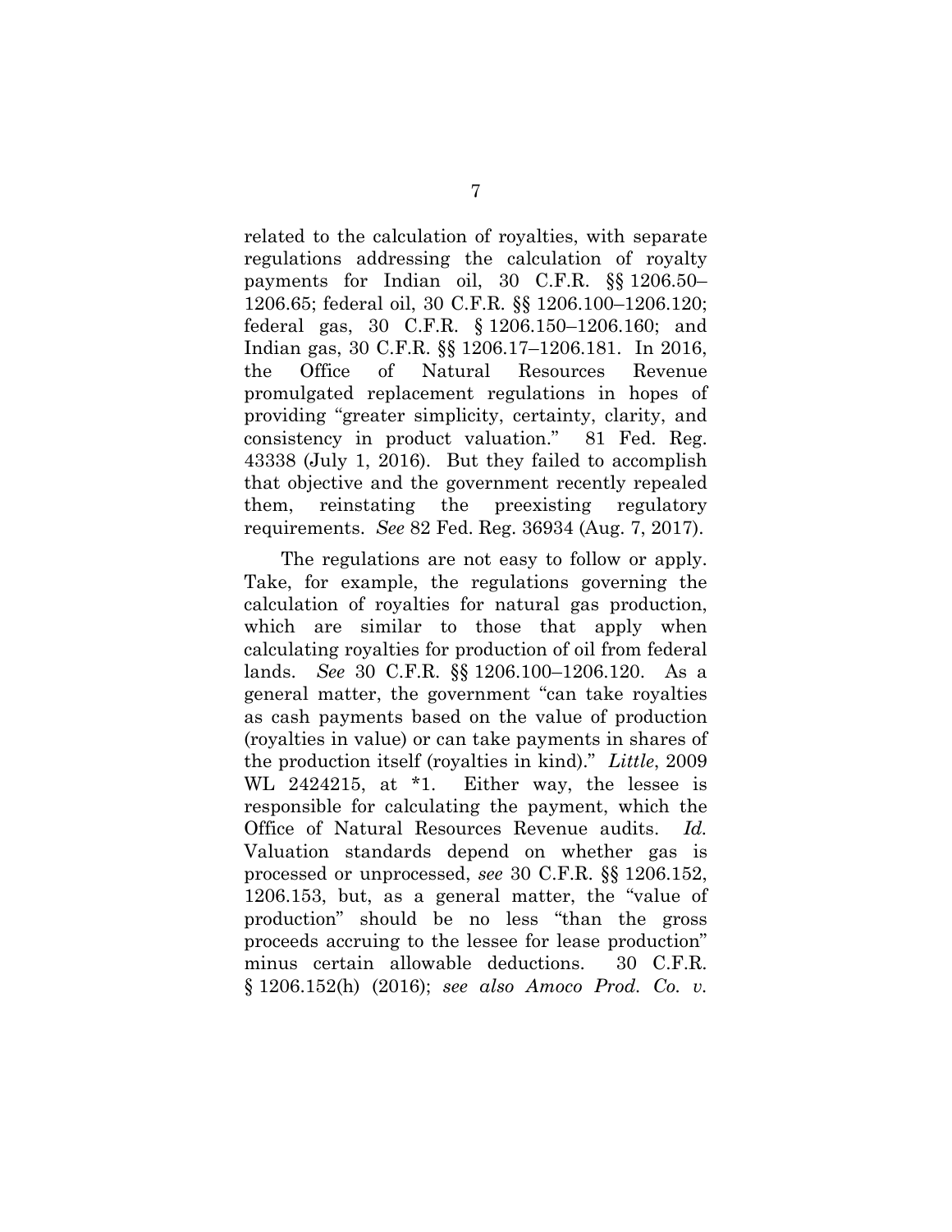related to the calculation of royalties, with separate regulations addressing the calculation of royalty payments for Indian oil, 30 C.F.R. §§ 1206.50–1206.65; federal oil, 30 C.F.R. §§ 1206.100–1206.120; federal gas, 30 C.F.R. § 1206.150–1206.160; and Indian gas, 30 C.F.R. §§ 1206.17–1206.181. In 2016, the Office of Natural Resources Revenue promulgated replacement regulations in hopes of providing "greater simplicity, certainty, clarity, and consistency in product valuation." 81 Fed. Reg. 43338 (July 1, 2016). But they failed to accomplish that objective and the government recently repealed them, reinstating the preexisting regulatory requirements. *See* 82 Fed. Reg. 36934 (Aug. 7, 2017).

The regulations are not easy to follow or apply. Take, for example, the regulations governing the calculation of royalties for natural gas production, which are similar to those that apply when calculating royalties for production of oil from federal lands. *See* 30 C.F.R. §§ 1206.100–1206.120. As a general matter, the government "can take royalties as cash payments based on the value of production (royalties in value) or can take payments in shares of the production itself (royalties in kind)." *Little*, 2009 WL 2424215, at *1. Either way, the lessee is responsible for calculating the payment, which the Office of Natural Resources Revenue audits. *Id.* Valuation standards depend on whether gas is processed or unprocessed, *see* 30 C.F.R. §§ 1206.152, 1206.153, but, as a general matter, the "value of production" should be no less "than the gross proceeds accruing to the lessee for lease production" minus certain allowable deductions. 30 C.F.R. § 1206.152(h) (2016); *see also Amoco Prod. Co. v.*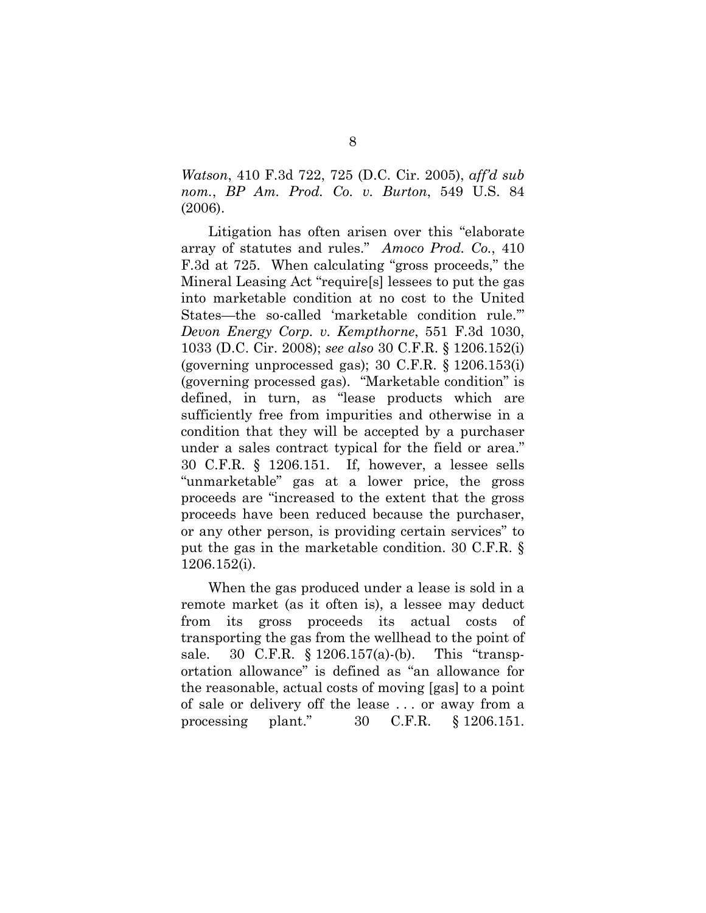*Watson*, 410 F.3d 722, 725 (D.C. Cir. 2005), *aff'd sub nom.*, *BP Am. Prod. Co. v. Burton*, 549 U.S. 84 (2006).

Litigation has often arisen over this "elaborate array of statutes and rules." *Amoco Prod. Co.*, 410 F.3d at 725. When calculating "gross proceeds," the Mineral Leasing Act "require[s] lessees to put the gas into marketable condition at no cost to the United States—the so-called 'marketable condition rule.'" *Devon Energy Corp. v. Kempthorne*, 551 F.3d 1030, 1033 (D.C. Cir. 2008); *see also* 30 C.F.R. § 1206.152(i) (governing unprocessed gas); 30 C.F.R. § 1206.153(i) (governing processed gas). "Marketable condition" is defined, in turn, as "lease products which are sufficiently free from impurities and otherwise in a condition that they will be accepted by a purchaser under a sales contract typical for the field or area." 30 C.F.R. § 1206.151. If, however, a lessee sells "unmarketable" gas at a lower price, the gross proceeds are "increased to the extent that the gross proceeds have been reduced because the purchaser, or any other person, is providing certain services" to put the gas in the marketable condition. 30 C.F.R. § 1206.152(i).

When the gas produced under a lease is sold in a remote market (as it often is), a lessee may deduct from its gross proceeds its actual costs of transporting the gas from the wellhead to the point of sale. 30 C.F.R. § 1206.157(a)-(b). This "transportation allowance" is defined as "an allowance for the reasonable, actual costs of moving [gas] to a point of sale or delivery off the lease . . . or away from a processing plant." 30 C.F.R. § 1206.151.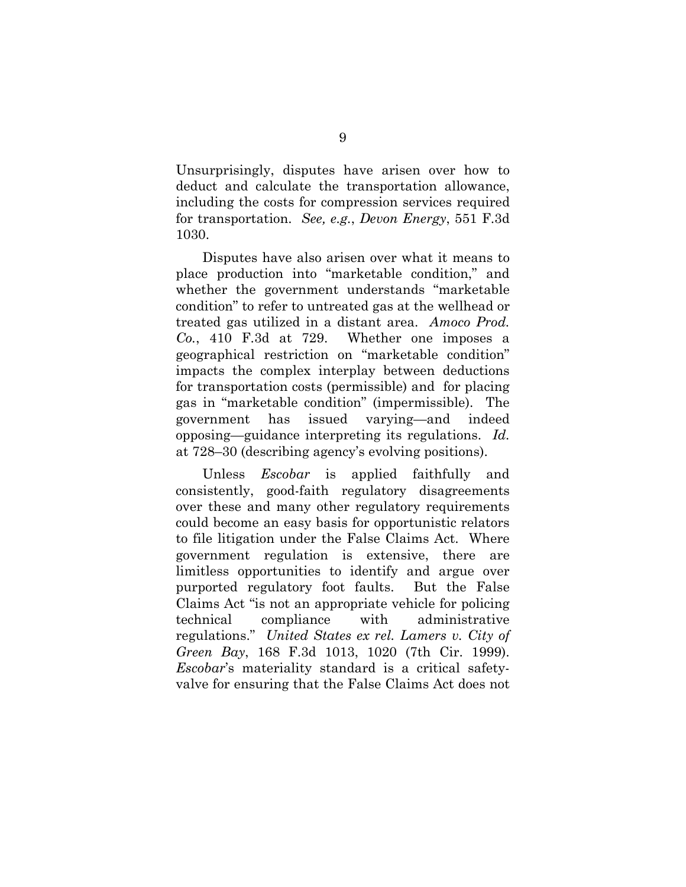Unsurprisingly, disputes have arisen over how to deduct and calculate the transportation allowance, including the costs for compression services required for transportation. *See, e.g.*, *Devon Energy*, 551 F.3d 1030.

Disputes have also arisen over what it means to place production into "marketable condition," and whether the government understands "marketable condition" to refer to untreated gas at the wellhead or treated gas utilized in a distant area. *Amoco Prod. Co.*, 410 F.3d at 729. Whether one imposes a geographical restriction on "marketable condition" impacts the complex interplay between deductions for transportation costs (permissible) and for placing gas in "marketable condition" (impermissible). The government has issued varying—and indeed opposing—guidance interpreting its regulations. *Id.* at 728–30 (describing agency's evolving positions).

Unless *Escobar* is applied faithfully and consistently, good-faith regulatory disagreements over these and many other regulatory requirements could become an easy basis for opportunistic relators to file litigation under the False Claims Act. Where government regulation is extensive, there are limitless opportunities to identify and argue over purported regulatory foot faults. But the False Claims Act "is not an appropriate vehicle for policing technical compliance with administrative regulations." *United States ex rel. Lamers v. City of Green Bay*, 168 F.3d 1013, 1020 (7th Cir. 1999). *Escobar*'s materiality standard is a critical safety-valve for ensuring that the False Claims Act does not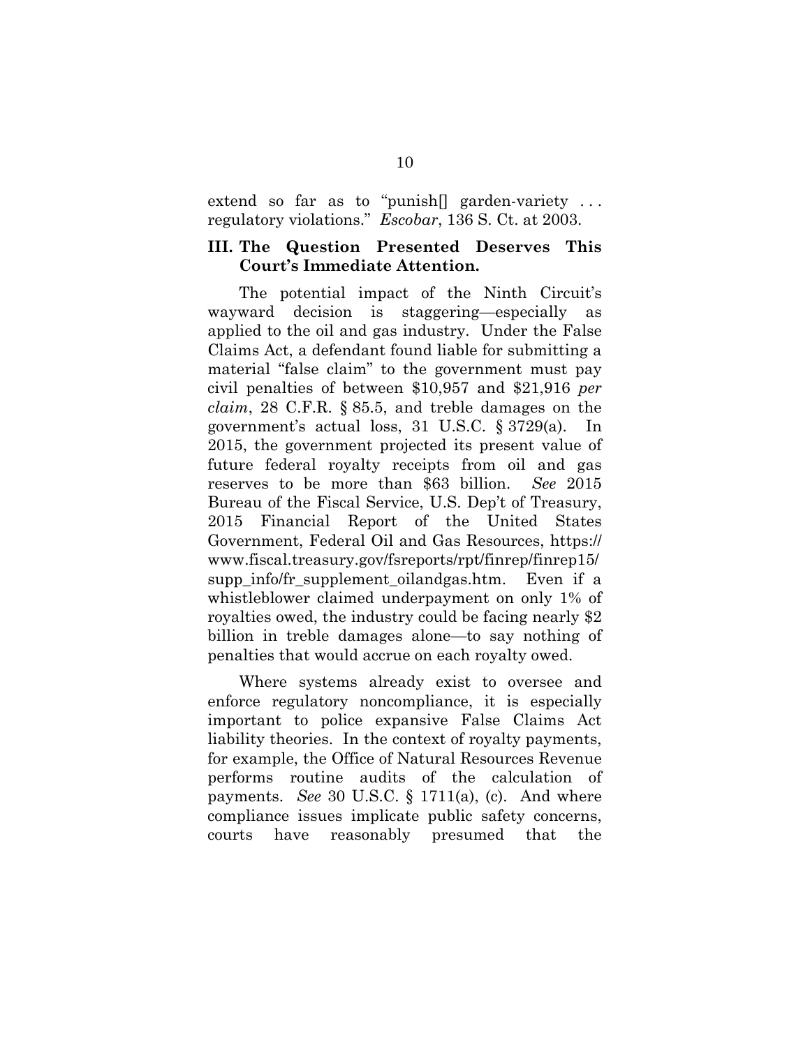extend so far as to "punish[] garden-variety . . . regulatory violations." *Escobar*, 136 S. Ct. at 2003.

### III. The Question Presented Deserves This Court's Immediate Attention.

The potential impact of the Ninth Circuit's wayward decision is staggering—especially as applied to the oil and gas industry. Under the False Claims Act, a defendant found liable for submitting a material "false claim" to the government must pay civil penalties of between $10,957 and $21,916 *per claim*, 28 C.F.R. § 85.5, and treble damages on the government's actual loss, 31 U.S.C. § 3729(a). In 2015, the government projected its present value of future federal royalty receipts from oil and gas reserves to be more than $63 billion. *See* 2015 Bureau of the Fiscal Service, U.S. Dep't of Treasury, 2015 Financial Report of the United States Government, Federal Oil and Gas Resources, https://www.fiscal.treasury.gov/fsreports/rpt/finrep/finrep15/supp_info/fr_supplement_oilandgas.htm. Even if a whistleblower claimed underpayment on only 1% of royalties owed, the industry could be facing nearly $2 billion in treble damages alone—to say nothing of penalties that would accrue on each royalty owed.

Where systems already exist to oversee and enforce regulatory noncompliance, it is especially important to police expansive False Claims Act liability theories. In the context of royalty payments, for example, the Office of Natural Resources Revenue performs routine audits of the calculation of payments. *See* 30 U.S.C. § 1711(a), (c). And where compliance issues implicate public safety concerns, courts have reasonably presumed that the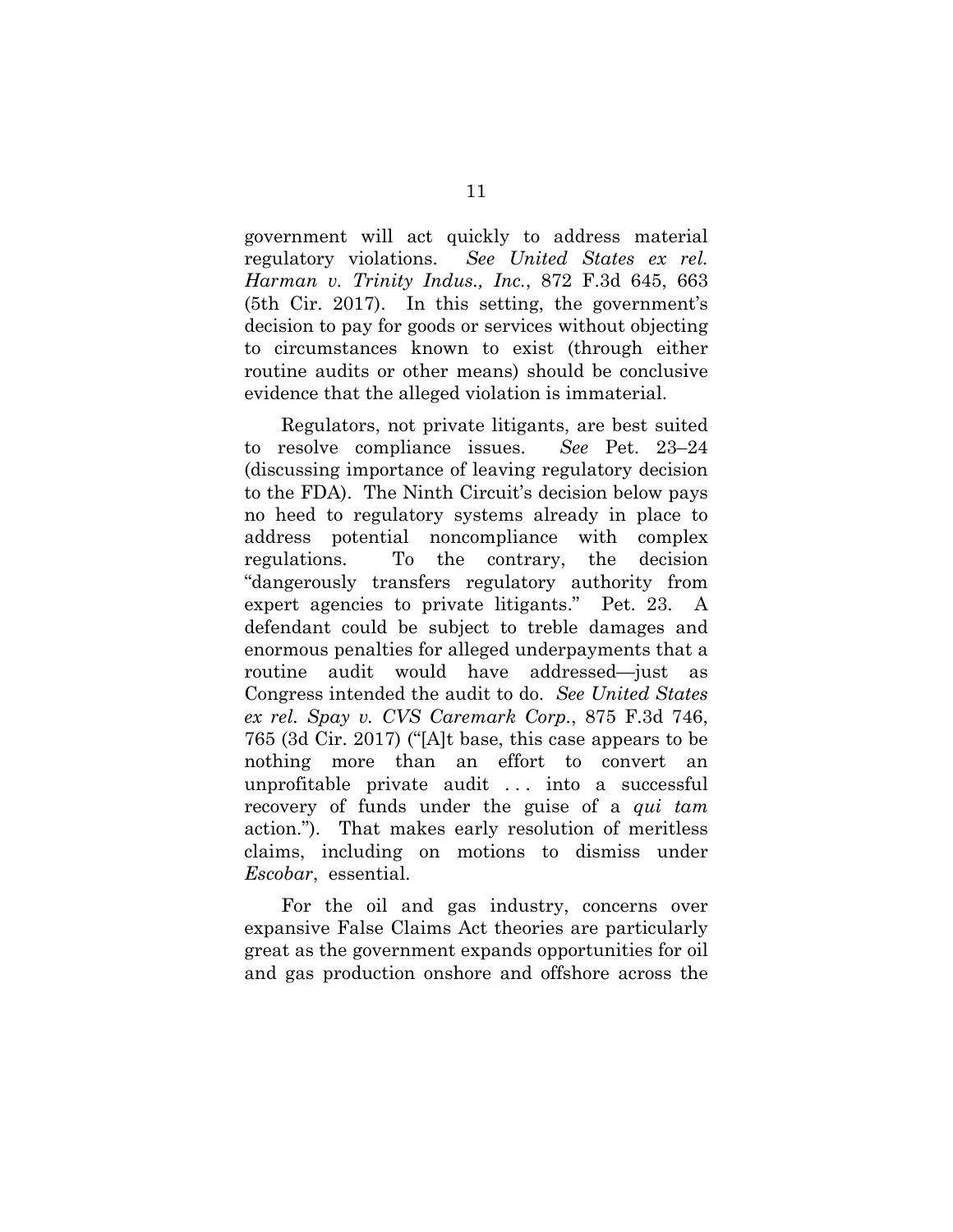government will act quickly to address material regulatory violations. *See United States ex rel. Harman v. Trinity Indus., Inc.*, 872 F.3d 645, 663 (5th Cir. 2017). In this setting, the government's decision to pay for goods or services without objecting to circumstances known to exist (through either routine audits or other means) should be conclusive evidence that the alleged violation is immaterial.

Regulators, not private litigants, are best suited to resolve compliance issues. *See* Pet. 23–24 (discussing importance of leaving regulatory decision to the FDA). The Ninth Circuit's decision below pays no heed to regulatory systems already in place to address potential noncompliance with complex regulations. To the contrary, the decision "dangerously transfers regulatory authority from expert agencies to private litigants." Pet. 23. A defendant could be subject to treble damages and enormous penalties for alleged underpayments that a routine audit would have addressed—just as Congress intended the audit to do. *See United States ex rel. Spay v. CVS Caremark Corp.*, 875 F.3d 746, 765 (3d Cir. 2017) ("[A]t base, this case appears to be nothing more than an effort to convert an unprofitable private audit . . . into a successful recovery of funds under the guise of a *qui tam* action."). That makes early resolution of meritless claims, including on motions to dismiss under *Escobar*, essential.

For the oil and gas industry, concerns over expansive False Claims Act theories are particularly great as the government expands opportunities for oil and gas production onshore and offshore across the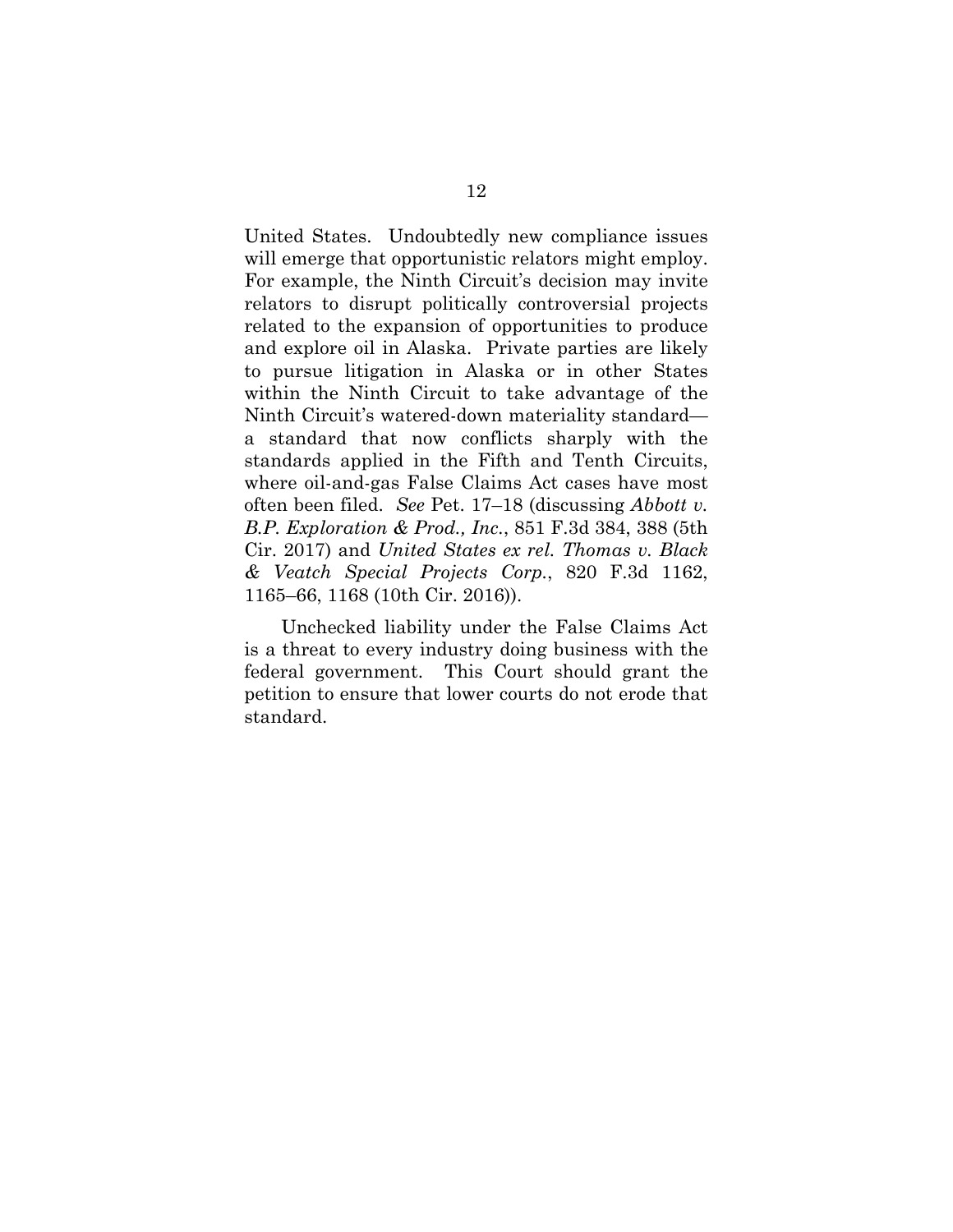United States. Undoubtedly new compliance issues will emerge that opportunistic relators might employ. For example, the Ninth Circuit's decision may invite relators to disrupt politically controversial projects related to the expansion of opportunities to produce and explore oil in Alaska. Private parties are likely to pursue litigation in Alaska or in other States within the Ninth Circuit to take advantage of the Ninth Circuit's watered-down materiality standard—a standard that now conflicts sharply with the standards applied in the Fifth and Tenth Circuits, where oil-and-gas False Claims Act cases have most often been filed. *See* Pet. 17–18 (discussing *Abbott v. B.P. Exploration & Prod., Inc.*, 851 F.3d 384, 388 (5th Cir. 2017) and *United States ex rel. Thomas v. Black & Veatch Special Projects Corp.*, 820 F.3d 1162, 1165–66, 1168 (10th Cir. 2016)).

Unchecked liability under the False Claims Act is a threat to every industry doing business with the federal government. This Court should grant the petition to ensure that lower courts do not erode that standard.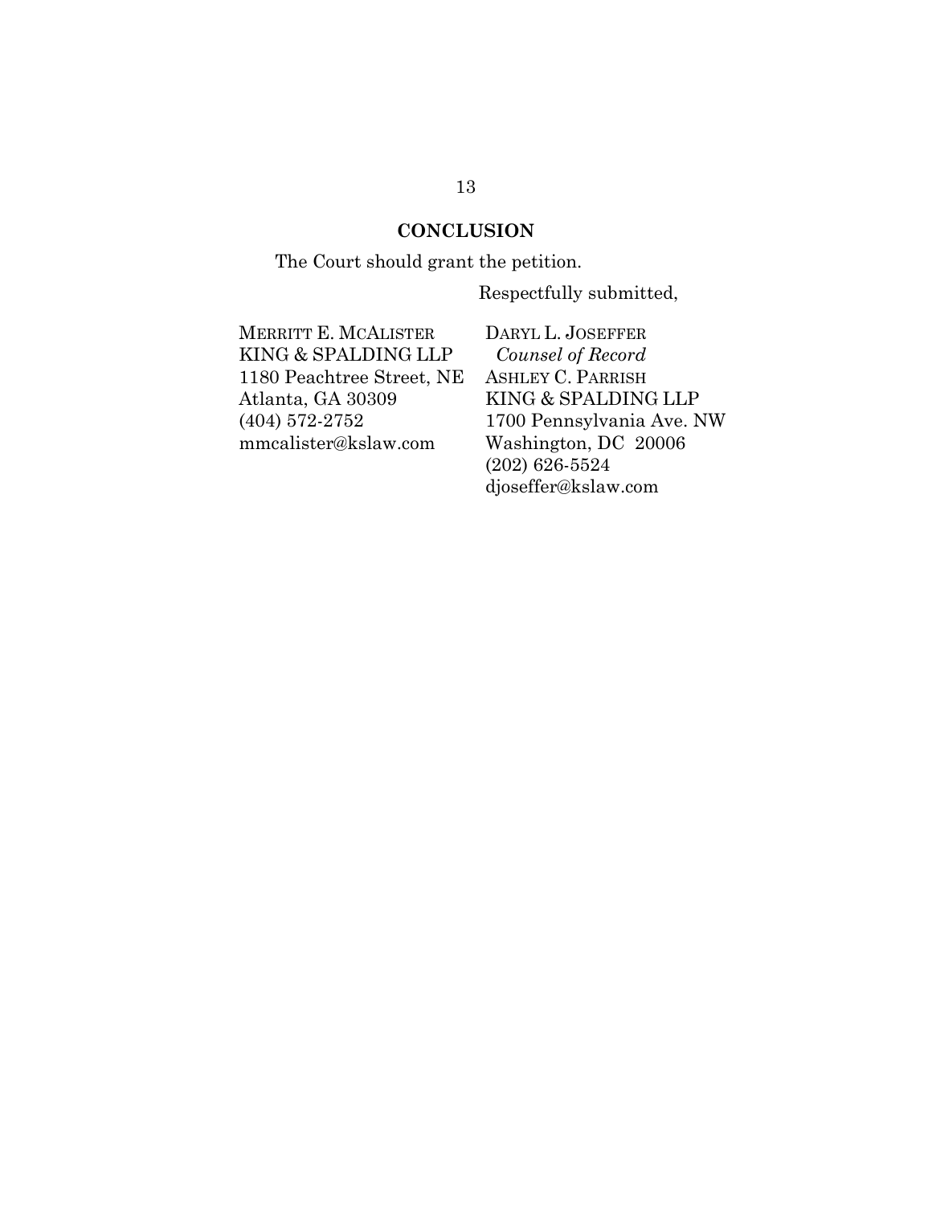## CONCLUSION

The Court should grant the petition.

Respectfully submitted,

DARYL L. JOSEFFER
*Counsel of Record*
ASHLEY C. PARRISH
KING & SPALDING LLP
1700 Pennsylvania Ave. NW
Washington, DC 20006
(202) 626-5524
djoseffer@kslaw.com

MERRITT E. MCALISTER
KING & SPALDING LLP
1180 Peachtree Street, NE
Atlanta, GA 30309
(404) 572-2752
mmcalister@kslaw.com